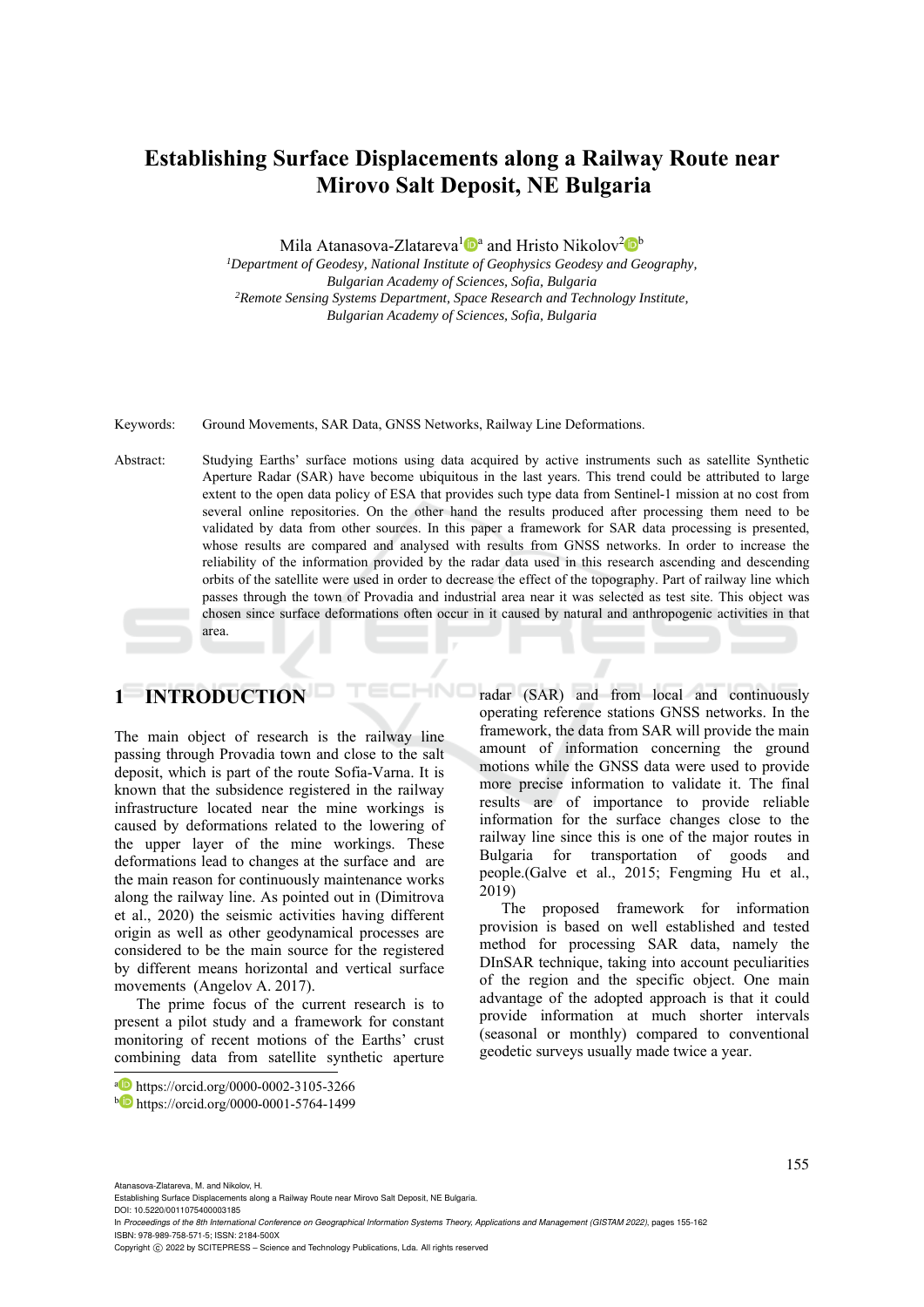# Establishing Surface Displacements along a Railway Route near Mirovo Salt Deposit, NE Bulgaria

Mila Atanasova-Zlatareva[1][a] and Hristo Nikolov[2][b]

[1]*Department of Geodesy, National Institute of Geophysics Geodesy and Geography, Bulgarian Academy of Sciences, Sofia, Bulgaria*
[2]*Remote Sensing Systems Department, Space Research and Technology Institute, Bulgarian Academy of Sciences, Sofia, Bulgaria*

Keywords: Ground Movements, SAR Data, GNSS Networks, Railway Line Deformations.

Abstract: Studying Earths' surface motions using data acquired by active instruments such as satellite Synthetic Aperture Radar (SAR) have become ubiquitous in the last years. This trend could be attributed to large extent to the open data policy of ESA that provides such type data from Sentinel-1 mission at no cost from several online repositories. On the other hand the results produced after processing them need to be validated by data from other sources. In this paper a framework for SAR data processing is presented, whose results are compared and analysed with results from GNSS networks. In order to increase the reliability of the information provided by the radar data used in this research ascending and descending orbits of the satellite were used in order to decrease the effect of the topography. Part of railway line which passes through the town of Provadia and industrial area near it was selected as test site. This object was chosen since surface deformations often occur in it caused by natural and anthropogenic activities in that area.

## 1 INTRODUCTION

The main object of research is the railway line passing through Provadia town and close to the salt deposit, which is part of the route Sofia-Varna. It is known that the subsidence registered in the railway infrastructure located near the mine workings is caused by deformations related to the lowering of the upper layer of the mine workings. These deformations lead to changes at the surface and are the main reason for continuously maintenance works along the railway line. As pointed out in (Dimitrova et al., 2020) the seismic activities having different origin as well as other geodynamical processes are considered to be the main source for the registered by different means horizontal and vertical surface movements (Angelov A. 2017).

The prime focus of the current research is to present a pilot study and a framework for constant monitoring of recent motions of the Earths' crust combining data from satellite synthetic aperture radar (SAR) and from local and continuously operating reference stations GNSS networks. In the framework, the data from SAR will provide the main amount of information concerning the ground motions while the GNSS data were used to provide more precise information to validate it. The final results are of importance to provide reliable information for the surface changes close to the railway line since this is one of the major routes in Bulgaria for transportation of goods and people.(Galve et al., 2015; Fengming Hu et al., 2019)

The proposed framework for information provision is based on well established and tested method for processing SAR data, namely the DInSAR technique, taking into account peculiarities of the region and the specific object. One main advantage of the adopted approach is that it could provide information at much shorter intervals (seasonal or monthly) compared to conventional geodetic surveys usually made twice a year.

[a] https://orcid.org/0000-0002-3105-3266
[b] https://orcid.org/0000-0001-5764-1499

Atanasova-Zlatareva, M. and Nikolov, H.
Establishing Surface Displacements along a Railway Route near Mirovo Salt Deposit, NE Bulgaria.
DOI: 10.5220/0011075400003185
In *Proceedings of the 8th International Conference on Geographical Information Systems Theory, Applications and Management (GISTAM 2022)*, pages 155-162
ISBN: 978-989-758-571-5; ISSN: 2184-500X
Copyright © 2022 by SCITEPRESS – Science and Technology Publications, Lda. All rights reserved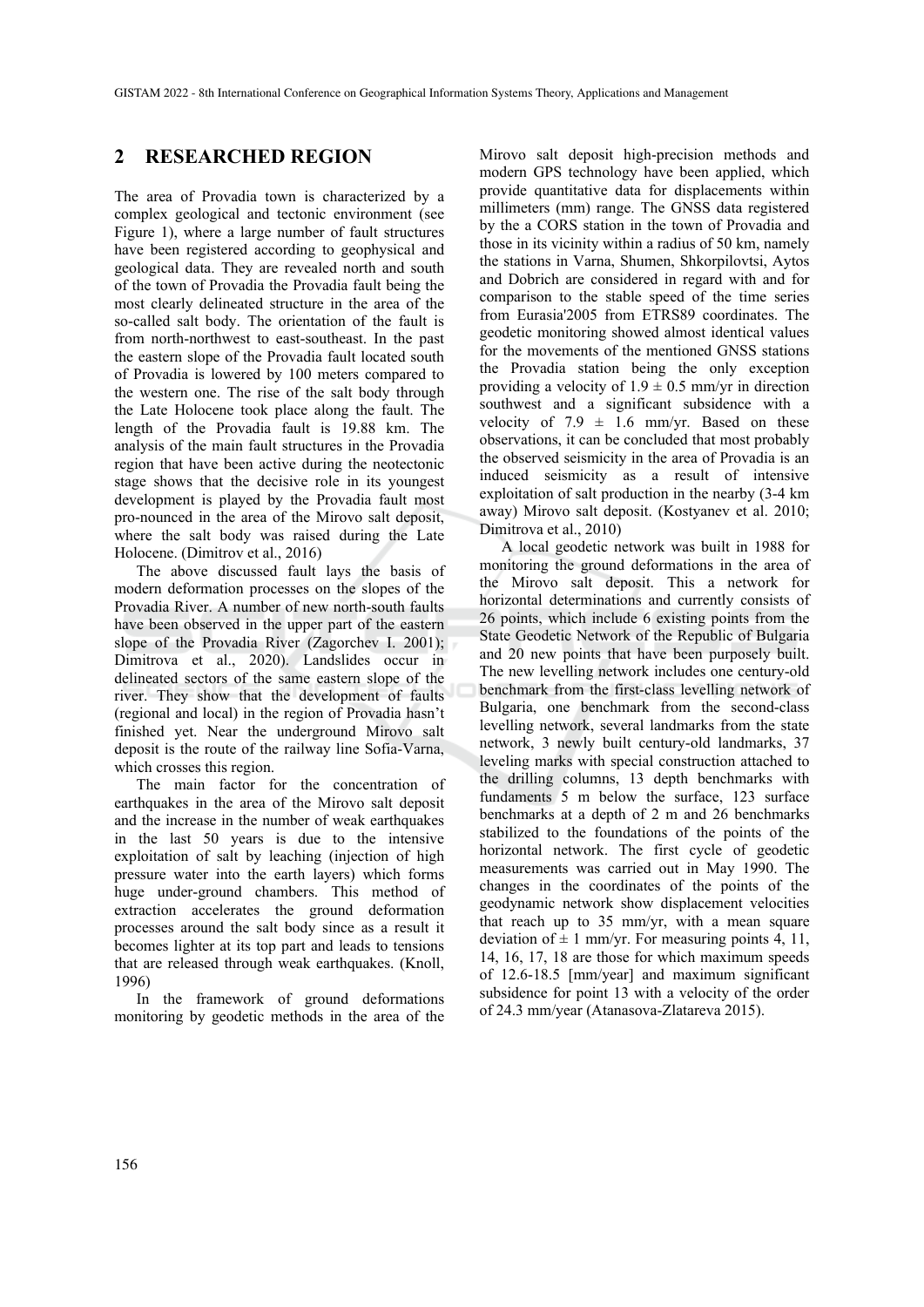## 2 RESEARCHED REGION

The area of Provadia town is characterized by a complex geological and tectonic environment (see Figure 1), where a large number of fault structures have been registered according to geophysical and geological data. They are revealed north and south of the town of Provadia the Provadia fault being the most clearly delineated structure in the area of the so-called salt body. The orientation of the fault is from north-northwest to east-southeast. In the past the eastern slope of the Provadia fault located south of Provadia is lowered by 100 meters compared to the western one. The rise of the salt body through the Late Holocene took place along the fault. The length of the Provadia fault is 19.88 km. The analysis of the main fault structures in the Provadia region that have been active during the neotectonic stage shows that the decisive role in its youngest development is played by the Provadia fault most pro-nounced in the area of the Mirovo salt deposit, where the salt body was raised during the Late Holocene. (Dimitrov et al., 2016)

The above discussed fault lays the basis of modern deformation processes on the slopes of the Provadia River. A number of new north-south faults have been observed in the upper part of the eastern slope of the Provadia River (Zagorchev I. 2001); Dimitrova et al., 2020). Landslides occur in delineated sectors of the same eastern slope of the river. They show that the development of faults (regional and local) in the region of Provadia hasn't finished yet. Near the underground Mirovo salt deposit is the route of the railway line Sofia-Varna, which crosses this region.

The main factor for the concentration of earthquakes in the area of the Mirovo salt deposit and the increase in the number of weak earthquakes in the last 50 years is due to the intensive exploitation of salt by leaching (injection of high pressure water into the earth layers) which forms huge under-ground chambers. This method of extraction accelerates the ground deformation processes around the salt body since as a result it becomes lighter at its top part and leads to tensions that are released through weak earthquakes. (Knoll, 1996)

In the framework of ground deformations monitoring by geodetic methods in the area of the Mirovo salt deposit high-precision methods and modern GPS technology have been applied, which provide quantitative data for displacements within millimeters (mm) range. The GNSS data registered by the a CORS station in the town of Provadia and those in its vicinity within a radius of 50 km, namely the stations in Varna, Shumen, Shkorpilovtsi, Aytos and Dobrich are considered in regard with and for comparison to the stable speed of the time series from Eurasia'2005 from ETRS89 coordinates. The geodetic monitoring showed almost identical values for the movements of the mentioned GNSS stations the Provadia station being the only exception providing a velocity of $1.9 \pm 0.5$ mm/yr in direction southwest and a significant subsidence with a velocity of $7.9 \pm 1.6$ mm/yr. Based on these observations, it can be concluded that most probably the observed seismicity in the area of Provadia is an induced seismicity as a result of intensive exploitation of salt production in the nearby (3-4 km away) Mirovo salt deposit. (Kostyanev et al. 2010; Dimitrova et al., 2010)

A local geodetic network was built in 1988 for monitoring the ground deformations in the area of the Mirovo salt deposit. This a network for horizontal determinations and currently consists of 26 points, which include 6 existing points from the State Geodetic Network of the Republic of Bulgaria and 20 new points that have been purposely built. The new levelling network includes one century-old benchmark from the first-class levelling network of Bulgaria, one benchmark from the second-class levelling network, several landmarks from the state network, 3 newly built century-old landmarks, 37 leveling marks with special construction attached to the drilling columns, 13 depth benchmarks with fundaments 5 m below the surface, 123 surface benchmarks at a depth of 2 m and 26 benchmarks stabilized to the foundations of the points of the horizontal network. The first cycle of geodetic measurements was carried out in May 1990. The changes in the coordinates of the points of the geodynamic network show displacement velocities that reach up to 35 mm/yr, with a mean square deviation of $\pm$ 1 mm/yr. For measuring points 4, 11, 14, 16, 17, 18 are those for which maximum speeds of 12.6-18.5 [mm/year] and maximum significant subsidence for point 13 with a velocity of the order of 24.3 mm/year (Atanasova-Zlatareva 2015).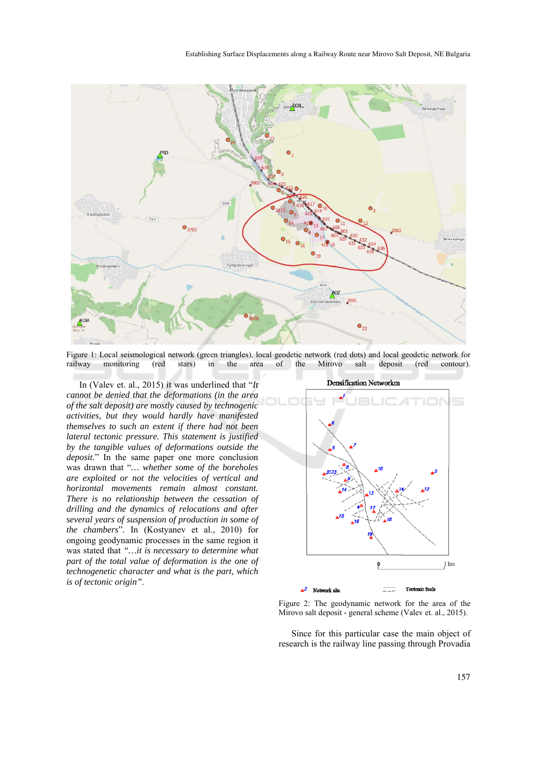Figure 1: Local seismological network (green triangles), local geodetic network (red dots) and local geodetic network for railway monitoring (red stars) in the area of the Mirovo salt deposit (red contour).

In (Valev et. al., 2015) it was underlined that "*It cannot be denied that the deformations (in the area of the salt deposit) are mostly caused by technogenic activities, but they would hardly have manifested themselves to such an extent if there had not been lateral tectonic pressure. This statement is justified by the tangible values of deformations outside the deposit.*" In the same paper one more conclusion was drawn that "*… whether some of the boreholes are exploited or not the velocities of vertical and horizontal movements remain almost constant. There is no relationship between the cessation of drilling and the dynamics of relocations and after several years of suspension of production in some of the chambers*". In (Kostyanev et al., 2010) for ongoing geodynamic processes in the same region it was stated that *"…it is necessary to determine what part of the total value of deformation is the one of technogenic character and what is the part, which is of tectonic origin"*.

Figure 2: The geodynamic network for the area of the Mirovo salt deposit - general scheme (Valev et. al., 2015).

Since for this particular case the main object of research is the railway line passing through Provadia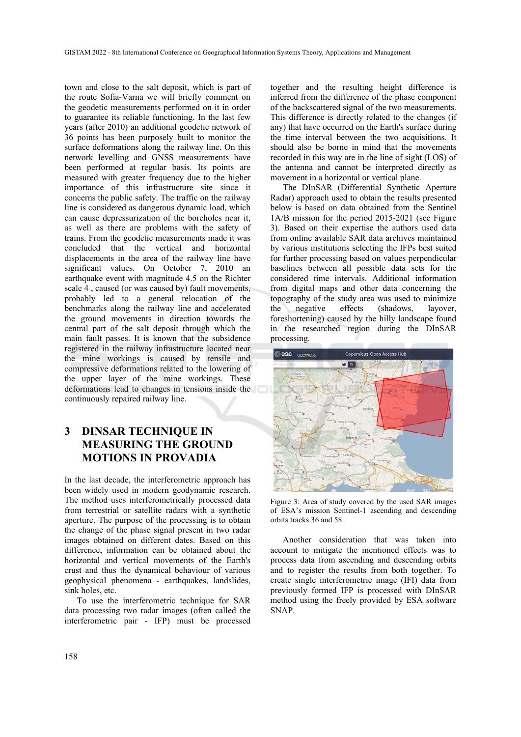town and close to the salt deposit, which is part of the route Sofia-Varna we will briefly comment on the geodetic measurements performed on it in order to guarantee its reliable functioning. In the last few years (after 2010) an additional geodetic network of 36 points has been purposely built to monitor the surface deformations along the railway line. On this network levelling and GNSS measurements have been performed at regular basis. Its points are measured with greater frequency due to the higher importance of this infrastructure site since it concerns the public safety. The traffic on the railway line is considered as dangerous dynamic load, which can cause depressurization of the boreholes near it, as well as there are problems with the safety of trains. From the geodetic measurements made it was concluded that the vertical and horizontal displacements in the area of the railway line have significant values. On October 7, 2010 an earthquake event with magnitude 4.5 on the Richter scale 4 , caused (or was caused by) fault movements, probably led to a general relocation of the benchmarks along the railway line and accelerated the ground movements in direction towards the central part of the salt deposit through which the main fault passes. It is known that the subsidence registered in the railway infrastructure located near the mine workings is caused by tensile and compressive deformations related to the lowering of the upper layer of the mine workings. These deformations lead to changes in tensions inside the continuously repaired railway line.

## 3 DINSAR TECHNIQUE IN MEASURING THE GROUND MOTIONS IN PROVADIA

In the last decade, the interferometric approach has been widely used in modern geodynamic research. The method uses interferometrically processed data from terrestrial or satellite radars with a synthetic aperture. The purpose of the processing is to obtain the change of the phase signal present in two radar images obtained on different dates. Based on this difference, information can be obtained about the horizontal and vertical movements of the Earth's crust and thus the dynamical behaviour of various geophysical phenomena - earthquakes, landslides, sink holes, etc.

To use the interferometric technique for SAR data processing two radar images (often called the interferometric pair - IFP) must be processed together and the resulting height difference is inferred from the difference of the phase component of the backscattered signal of the two measurements. This difference is directly related to the changes (if any) that have occurred on the Earth's surface during the time interval between the two acquisitions. It should also be borne in mind that the movements recorded in this way are in the line of sight (LOS) of the antenna and cannot be interpreted directly as movement in a horizontal or vertical plane.

The DInSAR (Differential Synthetic Aperture Radar) approach used to obtain the results presented below is based on data obtained from the Sentinel 1A/B mission for the period 2015-2021 (see Figure 3). Based on their expertise the authors used data from online available SAR data archives maintained by various institutions selecting the IFPs best suited for further processing based on values perpendicular baselines between all possible data sets for the considered time intervals. Additional information from digital maps and other data concerning the topography of the study area was used to minimize the negative effects (shadows, layover, foreshortening) caused by the hilly landscape found in the researched region during the DInSAR processing.

Figure 3: Area of study covered by the used SAR images of ESA's mission Sentinel-1 ascending and descending orbits tracks 36 and 58.

Another consideration that was taken into account to mitigate the mentioned effects was to process data from ascending and descending orbits and to register the results from both together. To create single interferometric image (IFI) data from previously formed IFP is processed with DInSAR method using the freely provided by ESA software SNAP.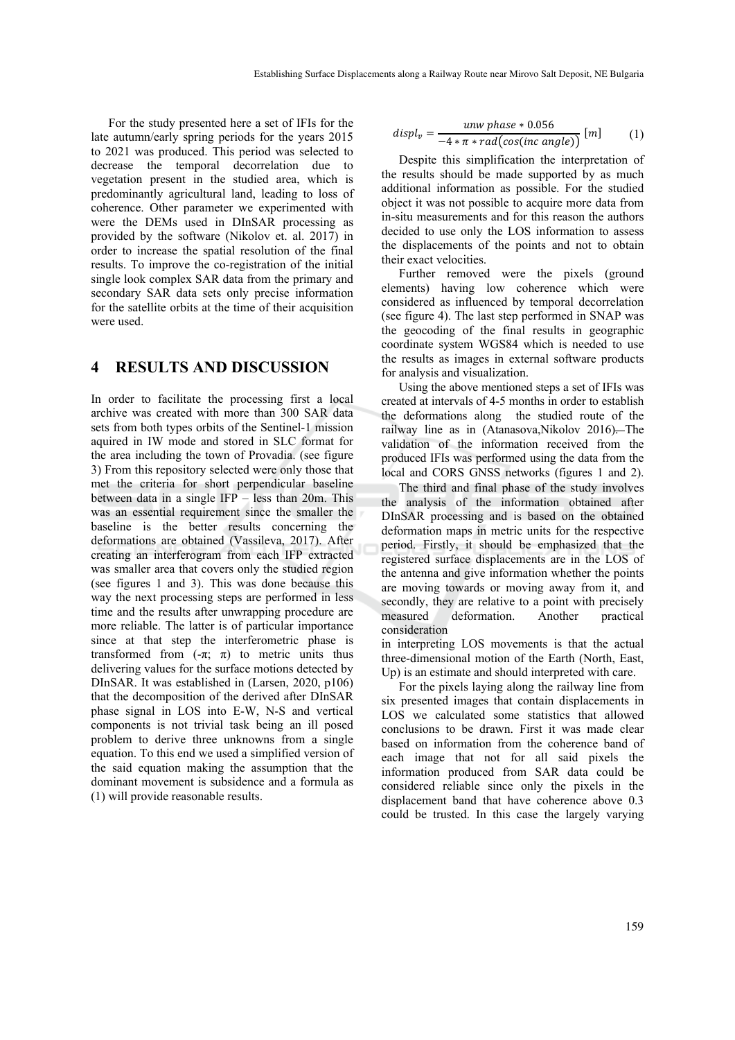For the study presented here a set of IFIs for the late autumn/early spring periods for the years 2015 to 2021 was produced. This period was selected to decrease the temporal decorrelation due to vegetation present in the studied area, which is predominantly agricultural land, leading to loss of coherence. Other parameter we experimented with were the DEMs used in DInSAR processing as provided by the software (Nikolov et. al. 2017) in order to increase the spatial resolution of the final results. To improve the co-registration of the initial single look complex SAR data from the primary and secondary SAR data sets only precise information for the satellite orbits at the time of their acquisition were used.

## 4 RESULTS AND DISCUSSION

In order to facilitate the processing first a local archive was created with more than 300 SAR data sets from both types orbits of the Sentinel-1 mission aquired in IW mode and stored in SLC format for the area including the town of Provadia. (see figure 3) From this repository selected were only those that met the criteria for short perpendicular baseline between data in a single IFP – less than 20m. This was an essential requirement since the smaller the baseline is the better results concerning the deformations are obtained (Vassileva, 2017). After creating an interferogram from each IFP extracted was smaller area that covers only the studied region (see figures 1 and 3). This was done because this way the next processing steps are performed in less time and the results after unwrapping procedure are more reliable. The latter is of particular importance since at that step the interferometric phase is transformed from (-π; π) to metric units thus delivering values for the surface motions detected by DInSAR. It was established in (Larsen, 2020, p106) that the decomposition of the derived after DInSAR phase signal in LOS into E-W, N-S and vertical components is not trivial task being an ill posed problem to derive three unknowns from a single equation. To this end we used a simplified version of the said equation making the assumption that the dominant movement is subsidence and a formula as (1) will provide reasonable results.

$$displ_v = \frac{unw\ phase * 0.056}{-4 * \pi * rad(cos(inc\ angle))}\ [m] \qquad (1)$$

Despite this simplification the interpretation of the results should be made supported by as much additional information as possible. For the studied object it was not possible to acquire more data from in-situ measurements and for this reason the authors decided to use only the LOS information to assess the displacements of the points and not to obtain their exact velocities.

Further removed were the pixels (ground elements) having low coherence which were considered as influenced by temporal decorrelation (see figure 4). The last step performed in SNAP was the geocoding of the final results in geographic coordinate system WGS84 which is needed to use the results as images in external software products for analysis and visualization.

Using the above mentioned steps a set of IFIs was created at intervals of 4-5 months in order to establish the deformations along the studied route of the railway line as in (Atanasova,Nikolov 2016). The validation of the information received from the produced IFIs was performed using the data from the local and CORS GNSS networks (figures 1 and 2).

The third and final phase of the study involves the analysis of the information obtained after DInSAR processing and is based on the obtained deformation maps in metric units for the respective period. Firstly, it should be emphasized that the registered surface displacements are in the LOS of the antenna and give information whether the points are moving towards or moving away from it, and secondly, they are relative to a point with precisely measured deformation. Another practical consideration in interpreting LOS movements is that the actual three-dimensional motion of the Earth (North, East, Up) is an estimate and should interpreted with care.

For the pixels laying along the railway line from six presented images that contain displacements in LOS we calculated some statistics that allowed conclusions to be drawn. First it was made clear based on information from the coherence band of each image that not for all said pixels the information produced from SAR data could be considered reliable since only the pixels in the displacement band that have coherence above 0.3 could be trusted. In this case the largely varying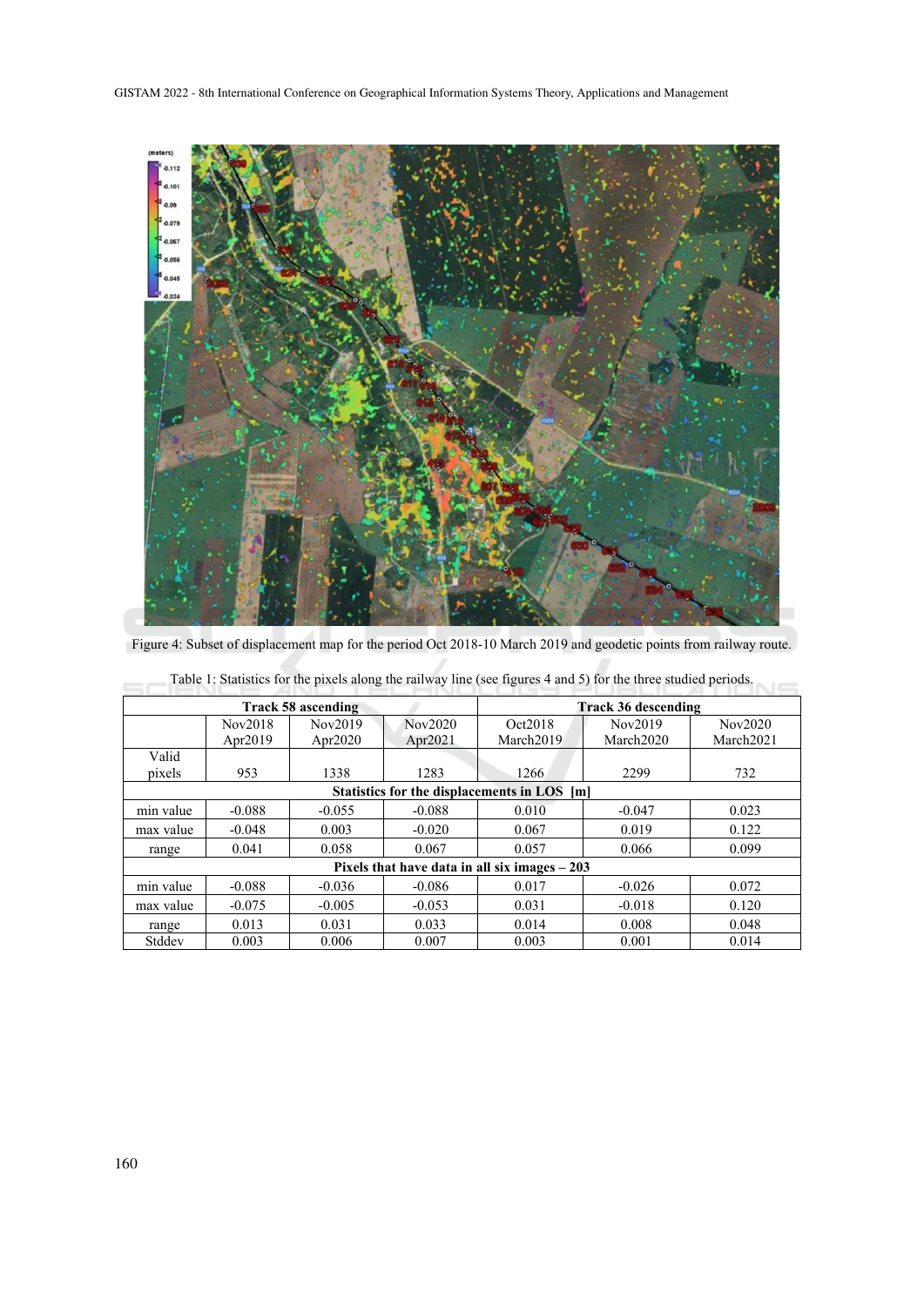Figure 4: Subset of displacement map for the period Oct 2018-10 March 2019 and geodetic points from railway route.

Table 1: Statistics for the pixels along the railway line (see figures 4 and 5) for the three studied periods.

| | Track 58 ascending | | | Track 36 descending | | |
|---|---|---|---|---|---|---|
| | Nov2018 Apr2019 | Nov2019 Apr2020 | Nov2020 Apr2021 | Oct2018 March2019 | Nov2019 March2020 | Nov2020 March2021 |
| Valid pixels | 953 | 1338 | 1283 | 1266 | 2299 | 732 |
| **Statistics for the displacements in LOS [m]** | | | | | | |
| min value | -0.088 | -0.055 | -0.088 | 0.010 | -0.047 | 0.023 |
| max value | -0.048 | 0.003 | -0.020 | 0.067 | 0.019 | 0.122 |
| range | 0.041 | 0.058 | 0.067 | 0.057 | 0.066 | 0.099 |
| **Pixels that have data in all six images – 203** | | | | | | |
| min value | -0.088 | -0.036 | -0.086 | 0.017 | -0.026 | 0.072 |
| max value | -0.075 | -0.005 | -0.053 | 0.031 | -0.018 | 0.120 |
| range | 0.013 | 0.031 | 0.033 | 0.014 | 0.008 | 0.048 |
| Stddev | 0.003 | 0.006 | 0.007 | 0.003 | 0.001 | 0.014 |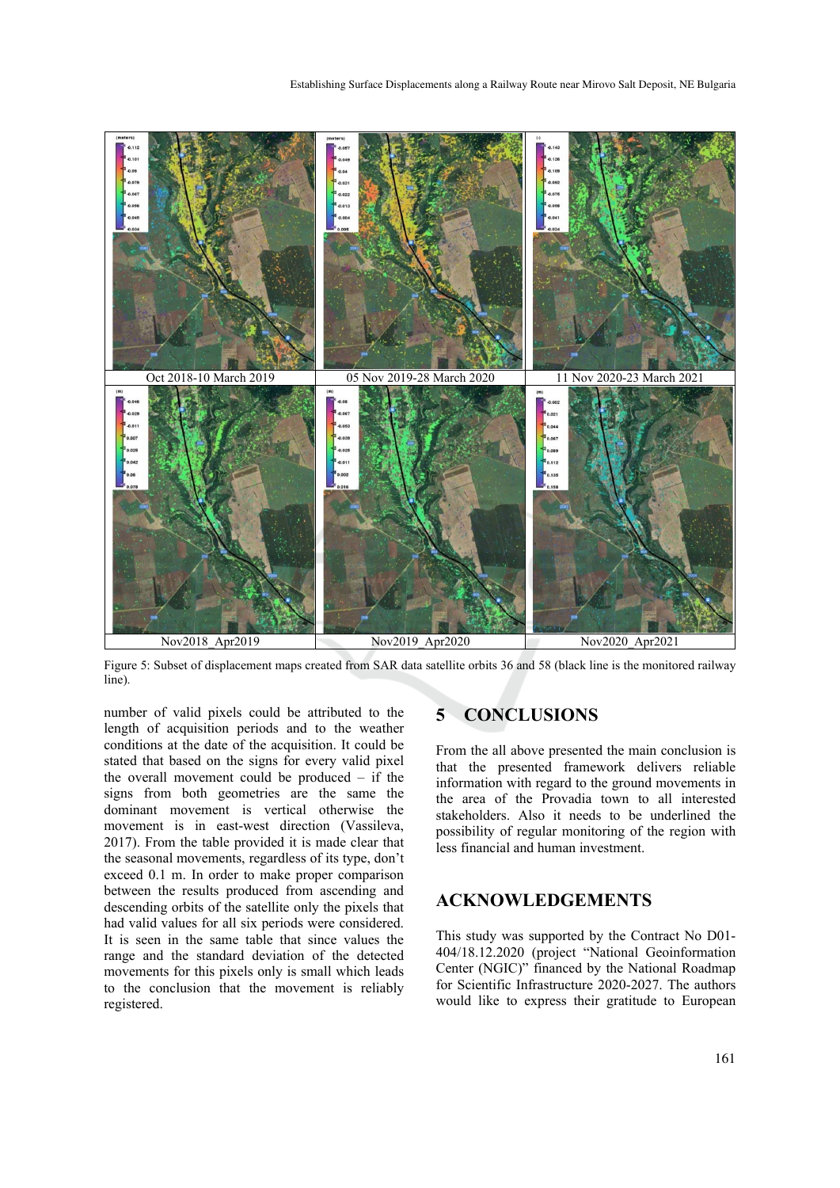| Oct 2018-10 March 2019 | 05 Nov 2019-28 March 2020 | 11 Nov 2020-23 March 2021 |
| --- | --- | --- |
| Nov2018_Apr2019 | Nov2019_Apr2020 | Nov2020_Apr2021 |

Figure 5: Subset of displacement maps created from SAR data satellite orbits 36 and 58 (black line is the monitored railway line).

number of valid pixels could be attributed to the length of acquisition periods and to the weather conditions at the date of the acquisition. It could be stated that based on the signs for every valid pixel the overall movement could be produced – if the signs from both geometries are the same the dominant movement is vertical otherwise the movement is in east-west direction (Vassileva, 2017). From the table provided it is made clear that the seasonal movements, regardless of its type, don't exceed 0.1 m. In order to make proper comparison between the results produced from ascending and descending orbits of the satellite only the pixels that had valid values for all six periods were considered. It is seen in the same table that since values the range and the standard deviation of the detected movements for this pixels only is small which leads to the conclusion that the movement is reliably registered.

## 5 CONCLUSIONS

From the all above presented the main conclusion is that the presented framework delivers reliable information with regard to the ground movements in the area of the Provadia town to all interested stakeholders. Also it needs to be underlined the possibility of regular monitoring of the region with less financial and human investment.

## ACKNOWLEDGEMENTS

This study was supported by the Contract No D01-404/18.12.2020 (project "National Geoinformation Center (NGIC)" financed by the National Roadmap for Scientific Infrastructure 2020-2027. The authors would like to express their gratitude to European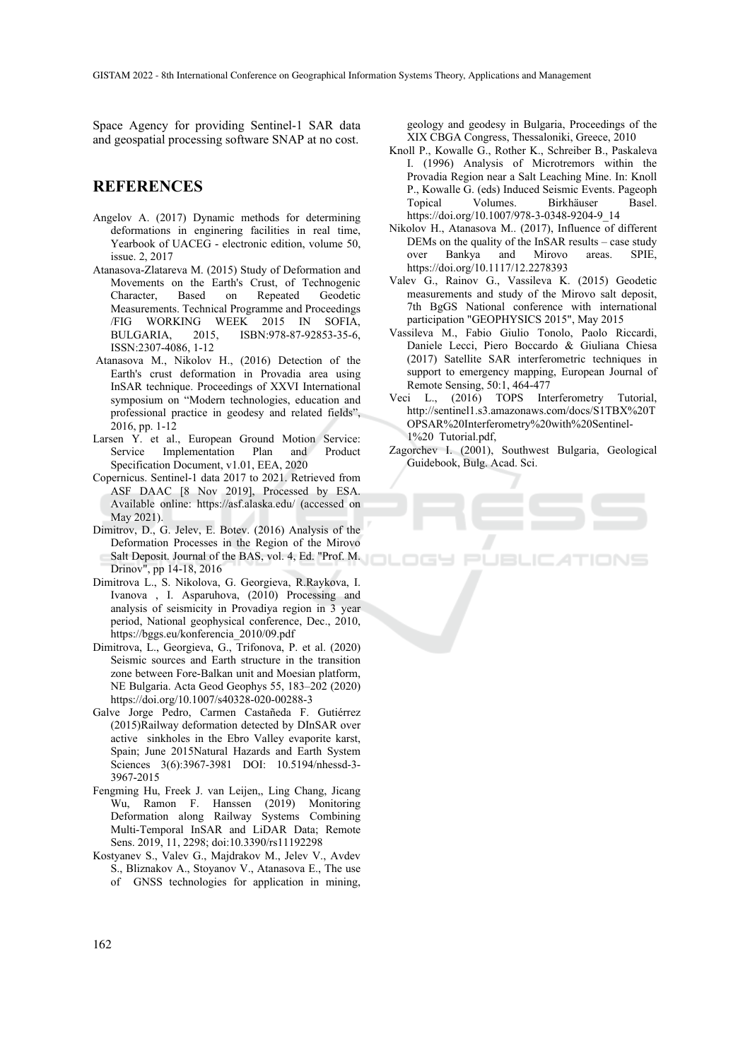Space Agency for providing Sentinel-1 SAR data and geospatial processing software SNAP at no cost.

## REFERENCES

Angelov A. (2017) Dynamic methods for determining deformations in enginering facilities in real time, Yearbook of UACEG - electronic edition, volume 50, issue. 2, 2017

Atanasova-Zlatareva M. (2015) Study of Deformation and Movements on the Earth's Crust, of Technogenic Character, Based on Repeated Geodetic Measurements. Technical Programme and Proceedings /FIG WORKING WEEK 2015 IN SOFIA, BULGARIA, 2015, ISBN:978-87-92853-35-6, ISSN:2307-4086, 1-12

Atanasova M., Nikolov H., (2016) Detection of the Earth's crust deformation in Provadia area using InSAR technique. Proceedings of XXVI International symposium on "Modern technologies, education and professional practice in geodesy and related fields", 2016, pp. 1-12

Larsen Y. et al., European Ground Motion Service: Service Implementation Plan and Product Specification Document, v1.01, EEA, 2020

Copernicus. Sentinel-1 data 2017 to 2021. Retrieved from ASF DAAC [8 Nov 2019], Processed by ESA. Available online: https://asf.alaska.edu/ (accessed on May 2021).

Dimitrov, D., G. Jelev, E. Botev. (2016) Analysis of the Deformation Processes in the Region of the Mirovo Salt Deposit. Journal of the BAS, vol. 4, Ed. "Prof. M. Drinov", pp 14-18, 2016

Dimitrova L., S. Nikolova, G. Georgieva, R.Raykova, I. Ivanova , I. Asparuhova, (2010) Processing and analysis of seismicity in Provadiya region in 3 year period, National geophysical conference, Dec., 2010, https://bggs.eu/konferencia_2010/09.pdf

Dimitrova, L., Georgieva, G., Trifonova, P. et al. (2020) Seismic sources and Earth structure in the transition zone between Fore-Balkan unit and Moesian platform, NE Bulgaria. Acta Geod Geophys 55, 183–202 (2020) https://doi.org/10.1007/s40328-020-00288-3

Galve Jorge Pedro, Carmen Castañeda F. Gutiérrez (2015)Railway deformation detected by DInSAR over active sinkholes in the Ebro Valley evaporite karst, Spain; June 2015Natural Hazards and Earth System Sciences 3(6):3967-3981 DOI: 10.5194/nhessd-3-3967-2015

Fengming Hu, Freek J. van Leijen,, Ling Chang, Jicang Wu, Ramon F. Hanssen (2019) Monitoring Deformation along Railway Systems Combining Multi-Temporal InSAR and LiDAR Data; Remote Sens. 2019, 11, 2298; doi:10.3390/rs11192298

Kostyanev S., Valev G., Majdrakov M., Jelev V., Avdev S., Bliznakov A., Stoyanov V., Atanasova E., The use of GNSS technologies for application in mining, geology and geodesy in Bulgaria, Proceedings of the XIX CBGA Congress, Thessaloniki, Greece, 2010

Knoll P., Kowalle G., Rother K., Schreiber B., Paskaleva I. (1996) Analysis of Microtremors within the Provadia Region near a Salt Leaching Mine. In: Knoll P., Kowalle G. (eds) Induced Seismic Events. Pageoph Topical Volumes. Birkhäuser Basel. https://doi.org/10.1007/978-3-0348-9204-9_14

Nikolov H., Atanasova M.. (2017), Influence of different DEMs on the quality of the InSAR results – case study over Bankya and Mirovo areas. SPIE, https://doi.org/10.1117/12.2278393

Valev G., Rainov G., Vassileva K. (2015) Geodetic measurements and study of the Mirovo salt deposit, 7th BgGS National conference with international participation "GEOPHYSICS 2015", May 2015

Vassileva M., Fabio Giulio Tonolo, Paolo Riccardi, Daniele Lecci, Piero Boccardo & Giuliana Chiesa (2017) Satellite SAR interferometric techniques in support to emergency mapping, European Journal of Remote Sensing, 50:1, 464-477

Veci L., (2016) TOPS Interferometry Tutorial, http://sentinel1.s3.amazonaws.com/docs/S1TBX%20TOPSAR%20Interferometry%20with%20Sentinel-1%20 Tutorial.pdf,

Zagorchev I. (2001), Southwest Bulgaria, Geological Guidebook, Bulg. Acad. Sci.